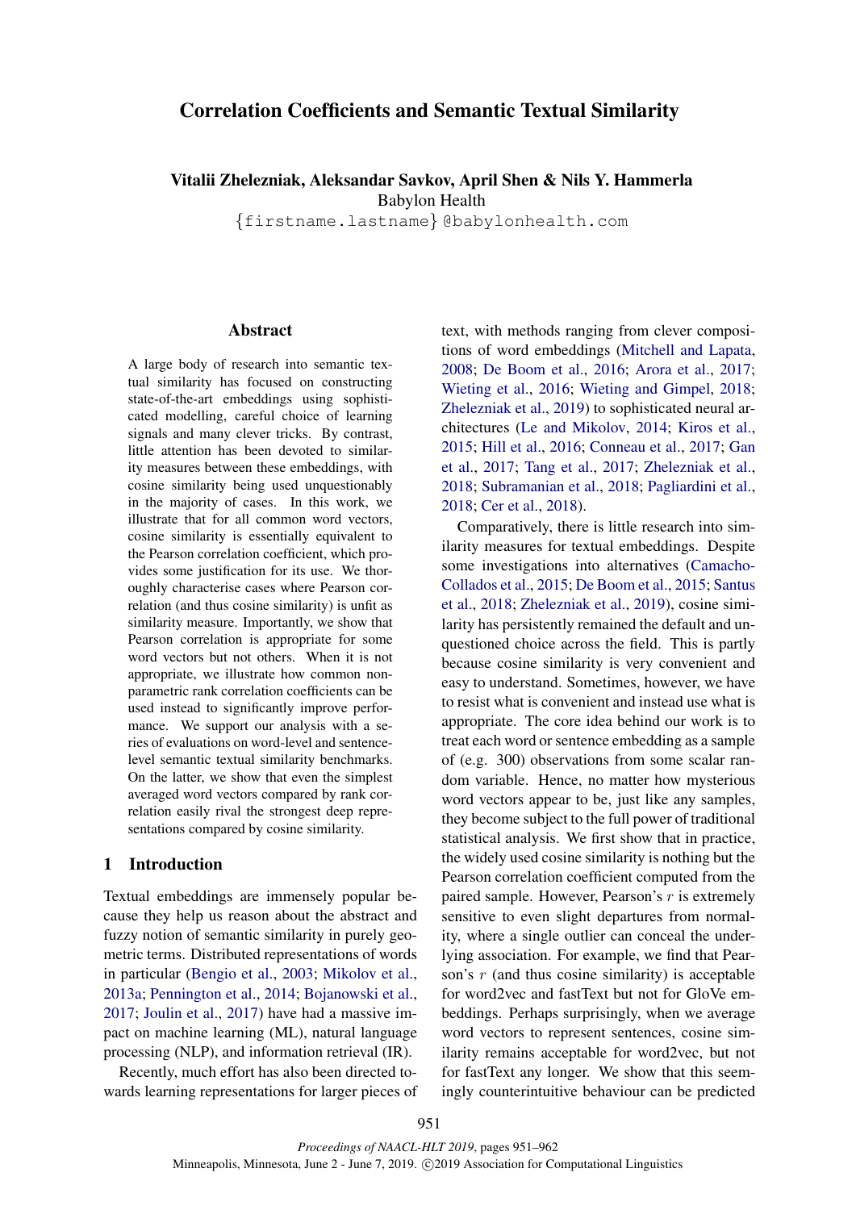# Correlation Coefficients and Semantic Textual Similarity

**Vitalii Zhelezniak, Aleksandar Savkov, April Shen & Nils Y. Hammerla**
Babylon Health
{firstname.lastname}@babylonhealth.com

## Abstract

A large body of research into semantic textual similarity has focused on constructing state-of-the-art embeddings using sophisticated modelling, careful choice of learning signals and many clever tricks. By contrast, little attention has been devoted to similarity measures between these embeddings, with cosine similarity being used unquestionably in the majority of cases. In this work, we illustrate that for all common word vectors, cosine similarity is essentially equivalent to the Pearson correlation coefficient, which provides some justification for its use. We thoroughly characterise cases where Pearson correlation (and thus cosine similarity) is unfit as similarity measure. Importantly, we show that Pearson correlation is appropriate for some word vectors but not others. When it is not appropriate, we illustrate how common non-parametric rank correlation coefficients can be used instead to significantly improve performance. We support our analysis with a series of evaluations on word-level and sentence-level semantic textual similarity benchmarks. On the latter, we show that even the simplest averaged word vectors compared by rank correlation easily rival the strongest deep representations compared by cosine similarity.

## 1 Introduction

Textual embeddings are immensely popular because they help us reason about the abstract and fuzzy notion of semantic similarity in purely geometric terms. Distributed representations of words in particular (Bengio et al., 2003; Mikolov et al., 2013a; Pennington et al., 2014; Bojanowski et al., 2017; Joulin et al., 2017) have had a massive impact on machine learning (ML), natural language processing (NLP), and information retrieval (IR).

Recently, much effort has also been directed towards learning representations for larger pieces of text, with methods ranging from clever compositions of word embeddings (Mitchell and Lapata, 2008; De Boom et al., 2016; Arora et al., 2017; Wieting et al., 2016; Wieting and Gimpel, 2018; Zhelezniak et al., 2019) to sophisticated neural architectures (Le and Mikolov, 2014; Kiros et al., 2015; Hill et al., 2016; Conneau et al., 2017; Gan et al., 2017; Tang et al., 2017; Zhelezniak et al., 2018; Subramanian et al., 2018; Pagliardini et al., 2018; Cer et al., 2018).

Comparatively, there is little research into similarity measures for textual embeddings. Despite some investigations into alternatives (Camacho-Collados et al., 2015; De Boom et al., 2015; Santus et al., 2018; Zhelezniak et al., 2019), cosine similarity has persistently remained the default and unquestioned choice across the field. This is partly because cosine similarity is very convenient and easy to understand. Sometimes, however, we have to resist what is convenient and instead use what is appropriate. The core idea behind our work is to treat each word or sentence embedding as a sample of (e.g. 300) observations from some scalar random variable. Hence, no matter how mysterious word vectors appear to be, just like any samples, they become subject to the full power of traditional statistical analysis. We first show that in practice, the widely used cosine similarity is nothing but the Pearson correlation coefficient computed from the paired sample. However, Pearson's $r$ is extremely sensitive to even slight departures from normality, where a single outlier can conceal the underlying association. For example, we find that Pearson's $r$ (and thus cosine similarity) is acceptable for word2vec and fastText but not for GloVe embeddings. Perhaps surprisingly, when we average word vectors to represent sentences, cosine similarity remains acceptable for word2vec, but not for fastText any longer. We show that this seemingly counterintuitive behaviour can be predicted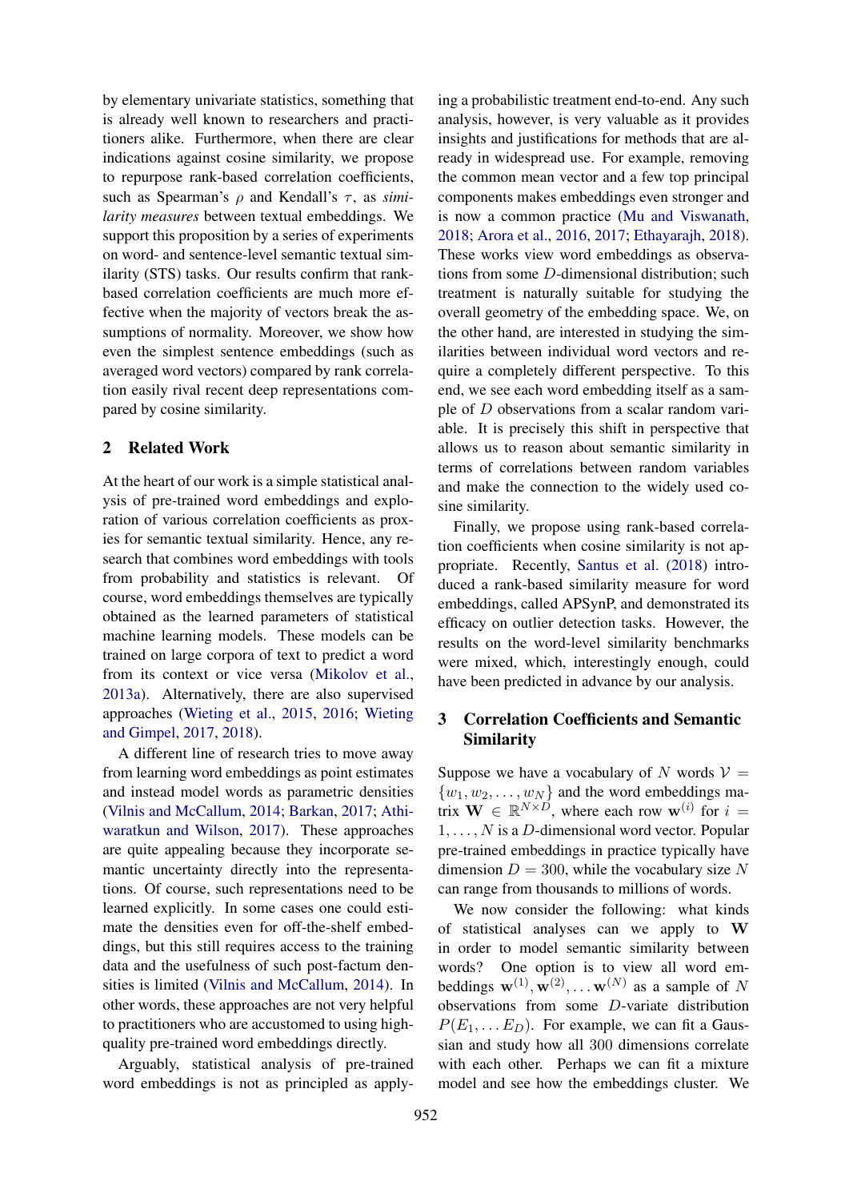by elementary univariate statistics, something that is already well known to researchers and practitioners alike. Furthermore, when there are clear indications against cosine similarity, we propose to repurpose rank-based correlation coefficients, such as Spearman's $\rho$ and Kendall's $\tau$, as *similarity measures* between textual embeddings. We support this proposition by a series of experiments on word- and sentence-level semantic textual similarity (STS) tasks. Our results confirm that rank-based correlation coefficients are much more effective when the majority of vectors break the assumptions of normality. Moreover, we show how even the simplest sentence embeddings (such as averaged word vectors) compared by rank correlation easily rival recent deep representations compared by cosine similarity.

## 2 Related Work

At the heart of our work is a simple statistical analysis of pre-trained word embeddings and exploration of various correlation coefficients as proxies for semantic textual similarity. Hence, any research that combines word embeddings with tools from probability and statistics is relevant. Of course, word embeddings themselves are typically obtained as the learned parameters of statistical machine learning models. These models can be trained on large corpora of text to predict a word from its context or vice versa (Mikolov et al., 2013a). Alternatively, there are also supervised approaches (Wieting et al., 2015, 2016; Wieting and Gimpel, 2017, 2018).

A different line of research tries to move away from learning word embeddings as point estimates and instead model words as parametric densities (Vilnis and McCallum, 2014; Barkan, 2017; Athiwaratkun and Wilson, 2017). These approaches are quite appealing because they incorporate semantic uncertainty directly into the representations. Of course, such representations need to be learned explicitly. In some cases one could estimate the densities even for off-the-shelf embeddings, but this still requires access to the training data and the usefulness of such post-factum densities is limited (Vilnis and McCallum, 2014). In other words, these approaches are not very helpful to practitioners who are accustomed to using high-quality pre-trained word embeddings directly.

Arguably, statistical analysis of pre-trained word embeddings is not as principled as applying a probabilistic treatment end-to-end. Any such analysis, however, is very valuable as it provides insights and justifications for methods that are already in widespread use. For example, removing the common mean vector and a few top principal components makes embeddings even stronger and is now a common practice (Mu and Viswanath, 2018; Arora et al., 2016, 2017; Ethayarajh, 2018). These works view word embeddings as observations from some $D$-dimensional distribution; such treatment is naturally suitable for studying the overall geometry of the embedding space. We, on the other hand, are interested in studying the similarities between individual word vectors and require a completely different perspective. To this end, we see each word embedding itself as a sample of $D$ observations from a scalar random variable. It is precisely this shift in perspective that allows us to reason about semantic similarity in terms of correlations between random variables and make the connection to the widely used cosine similarity.

Finally, we propose using rank-based correlation coefficients when cosine similarity is not appropriate. Recently, Santus et al. (2018) introduced a rank-based similarity measure for word embeddings, called APSynP, and demonstrated its efficacy on outlier detection tasks. However, the results on the word-level similarity benchmarks were mixed, which, interestingly enough, could have been predicted in advance by our analysis.

## 3 Correlation Coefficients and Semantic Similarity

Suppose we have a vocabulary of $N$ words $\mathcal{V} = \{w_1, w_2, \ldots, w_N\}$ and the word embeddings matrix $\mathbf{W} \in \mathbb{R}^{N \times D}$, where each row $\mathbf{w}^{(i)}$ for $i = 1, \ldots, N$ is a $D$-dimensional word vector. Popular pre-trained embeddings in practice typically have dimension $D = 300$, while the vocabulary size $N$ can range from thousands to millions of words.

We now consider the following: what kinds of statistical analyses can we apply to $\mathbf{W}$ in order to model semantic similarity between words? One option is to view all word embeddings $\mathbf{w}^{(1)}, \mathbf{w}^{(2)}, \ldots \mathbf{w}^{(N)}$ as a sample of $N$ observations from some $D$-variate distribution $P(E_1, \ldots E_D)$. For example, we can fit a Gaussian and study how all 300 dimensions correlate with each other. Perhaps we can fit a mixture model and see how the embeddings cluster. We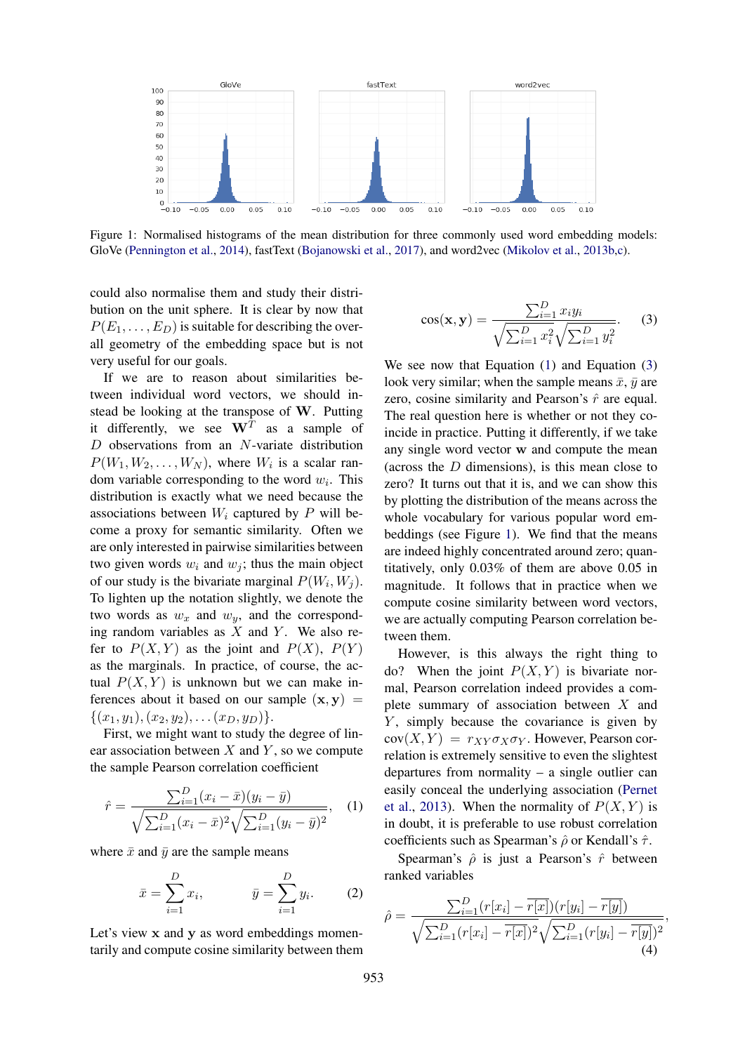GloVe

100
90
80
70
60
50
40
30
20
10
0

−0.10 −0.05 0.00 0.05 0.10

fastText

−0.10 −0.05 0.00 0.05 0.10

word2vec

−0.10 −0.05 0.00 0.05 0.10

Figure 1: Normalised histograms of the mean distribution for three commonly used word embedding models: GloVe (Pennington et al., 2014), fastText (Bojanowski et al., 2017), and word2vec (Mikolov et al., 2013b,c).

could also normalise them and study their distribution on the unit sphere. It is clear by now that $P(E_1, \ldots, E_D)$ is suitable for describing the overall geometry of the embedding space but is not very useful for our goals.

If we are to reason about similarities between individual word vectors, we should instead be looking at the transpose of $\mathbf{W}$. Putting it differently, we see $\mathbf{W}^T$ as a sample of $D$ observations from an $N$-variate distribution $P(W_1, W_2, \ldots, W_N)$, where $W_i$ is a scalar random variable corresponding to the word $w_i$. This distribution is exactly what we need because the associations between $W_i$ captured by $P$ will become a proxy for semantic similarity. Often we are only interested in pairwise similarities between two given words $w_i$ and $w_j$; thus the main object of our study is the bivariate marginal $P(W_i, W_j)$. To lighten up the notation slightly, we denote the two words as $w_x$ and $w_y$, and the corresponding random variables as $X$ and $Y$. We also refer to $P(X, Y)$ as the joint and $P(X)$, $P(Y)$ as the marginals. In practice, of course, the actual $P(X, Y)$ is unknown but we can make inferences about it based on our sample $(\mathbf{x}, \mathbf{y}) = \{(x_1, y_1), (x_2, y_2), \ldots (x_D, y_D)\}$.

First, we might want to study the degree of linear association between $X$ and $Y$, so we compute the sample Pearson correlation coefficient

$$\hat{r} = \frac{\sum_{i=1}^{D}(x_i - \bar{x})(y_i - \bar{y})}{\sqrt{\sum_{i=1}^{D}(x_i - \bar{x})^2}\sqrt{\sum_{i=1}^{D}(y_i - \bar{y})^2}}, \quad (1)$$

where $\bar{x}$ and $\bar{y}$ are the sample means

$$\bar{x} = \sum_{i=1}^{D} x_i, \qquad \bar{y} = \sum_{i=1}^{D} y_i. \quad (2)$$

Let's view $\mathbf{x}$ and $\mathbf{y}$ as word embeddings momentarily and compute cosine similarity between them

$$\cos(\mathbf{x}, \mathbf{y}) = \frac{\sum_{i=1}^{D} x_i y_i}{\sqrt{\sum_{i=1}^{D} x_i^2}\sqrt{\sum_{i=1}^{D} y_i^2}}. \quad (3)$$

We see now that Equation (1) and Equation (3) look very similar; when the sample means $\bar{x}$, $\bar{y}$ are zero, cosine similarity and Pearson's $\hat{r}$ are equal. The real question here is whether or not they coincide in practice. Putting it differently, if we take any single word vector $\mathbf{w}$ and compute the mean (across the $D$ dimensions), is this mean close to zero? It turns out that it is, and we can show this by plotting the distribution of the means across the whole vocabulary for various popular word embeddings (see Figure 1). We find that the means are indeed highly concentrated around zero; quantitatively, only 0.03% of them are above 0.05 in magnitude. It follows that in practice when we compute cosine similarity between word vectors, we are actually computing Pearson correlation between them.

However, is this always the right thing to do? When the joint $P(X, Y)$ is bivariate normal, Pearson correlation indeed provides a complete summary of association between $X$ and $Y$, simply because the covariance is given by $\text{cov}(X, Y) = r_{XY}\sigma_X\sigma_Y$. However, Pearson correlation is extremely sensitive to even the slightest departures from normality – a single outlier can easily conceal the underlying association (Pernet et al., 2013). When the normality of $P(X, Y)$ is in doubt, it is preferable to use robust correlation coefficients such as Spearman's $\hat{\rho}$ or Kendall's $\hat{\tau}$.

Spearman's $\hat{\rho}$ is just a Pearson's $\hat{r}$ between ranked variables

$$\hat{\rho} = \frac{\sum_{i=1}^{D}(r[x_i] - \overline{r[x]})(r[y_i] - \overline{r[y]})}{\sqrt{\sum_{i=1}^{D}(r[x_i] - \overline{r[x]})^2}\sqrt{\sum_{i=1}^{D}(r[y_i] - \overline{r[y]})^2}}, \quad (4)$$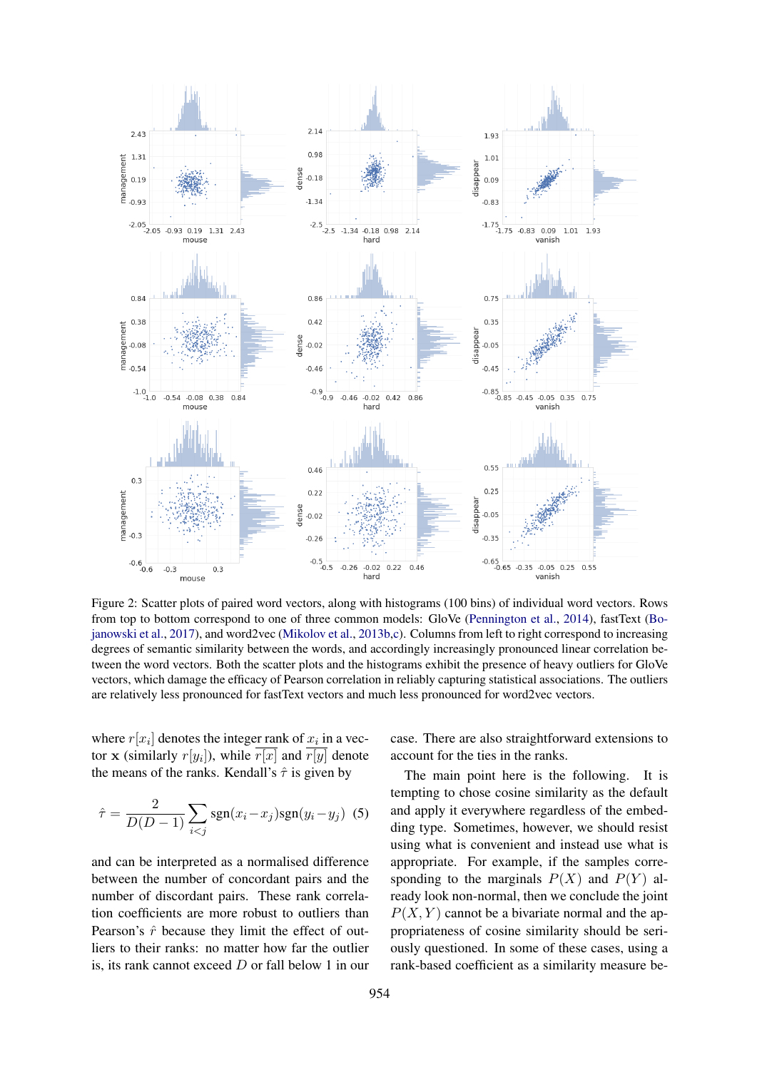management
mouse
2.43
1.31
0.19
-0.93
-2.05
-2.05 -0.93 0.19 1.31 2.43

dense
hard
2.14
0.98
-0.18
-1.34
-2.5
-2.5 -1.34 -0.18 0.98 2.14

disappear
vanish
1.93
1.01
0.09
-0.83
-1.75
-1.75 -0.83 0.09 1.01 1.93

management
mouse
0.84
0.38
-0.08
-0.54
-1.0
-1.0 -0.54 -0.08 0.38 0.84

dense
hard
0.86
0.42
-0.02
-0.46
-0.9
-0.9 -0.46 -0.02 0.42 0.86

disappear
vanish
0.75
0.35
-0.05
-0.45
-0.85
-0.85 -0.45 -0.05 0.35 0.75

management
mouse
0.3
-0.3
-0.6
-0.6 -0.3 0.3

dense
hard
0.46
0.22
-0.02
-0.26
-0.5
-0.5 -0.26 -0.02 0.22 0.46

disappear
vanish
0.55
0.25
-0.05
-0.35
-0.65
-0.65 -0.35 -0.05 0.25 0.55

Figure 2: Scatter plots of paired word vectors, along with histograms (100 bins) of individual word vectors. Rows from top to bottom correspond to one of three common models: GloVe (Pennington et al., 2014), fastText (Bojanowski et al., 2017), and word2vec (Mikolov et al., 2013b,c). Columns from left to right correspond to increasing degrees of semantic similarity between the words, and accordingly increasingly pronounced linear correlation between the word vectors. Both the scatter plots and the histograms exhibit the presence of heavy outliers for GloVe vectors, which damage the efficacy of Pearson correlation in reliably capturing statistical associations. The outliers are relatively less pronounced for fastText vectors and much less pronounced for word2vec vectors.

where $r[x_i]$ denotes the integer rank of $x_i$ in a vector $\mathbf{x}$ (similarly $r[y_i]$), while $\overline{r[x]}$ and $\overline{r[y]}$ denote the means of the ranks. Kendall's $\hat{\tau}$ is given by

$$\hat{\tau} = \frac{2}{D(D-1)} \sum_{i<j} \text{sgn}(x_i - x_j)\text{sgn}(y_i - y_j) \quad (5)$$

and can be interpreted as a normalised difference between the number of concordant pairs and the number of discordant pairs. These rank correlation coefficients are more robust to outliers than Pearson's $\hat{r}$ because they limit the effect of outliers to their ranks: no matter how far the outlier is, its rank cannot exceed $D$ or fall below 1 in our case. There are also straightforward extensions to account for the ties in the ranks.

The main point here is the following. It is tempting to chose cosine similarity as the default and apply it everywhere regardless of the embedding type. Sometimes, however, we should resist using what is convenient and instead use what is appropriate. For example, if the samples corresponding to the marginals $P(X)$ and $P(Y)$ already look non-normal, then we conclude the joint $P(X, Y)$ cannot be a bivariate normal and the appropriateness of cosine similarity should be seriously questioned. In some of these cases, using a rank-based coefficient as a similarity measure be-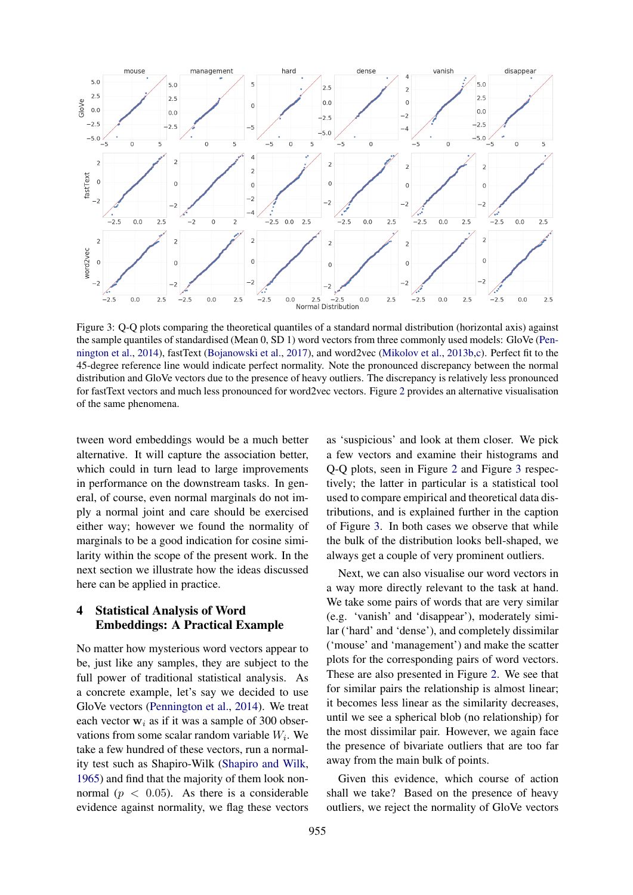mouse
management
hard
dense
vanish
disappear

GloVe
fastText
word2vec

Normal Distribution

Figure 3: Q-Q plots comparing the theoretical quantiles of a standard normal distribution (horizontal axis) against the sample quantiles of standardised (Mean 0, SD 1) word vectors from three commonly used models: GloVe (Pennington et al., 2014), fastText (Bojanowski et al., 2017), and word2vec (Mikolov et al., 2013b,c). Perfect fit to the 45-degree reference line would indicate perfect normality. Note the pronounced discrepancy between the normal distribution and GloVe vectors due to the presence of heavy outliers. The discrepancy is relatively less pronounced for fastText vectors and much less pronounced for word2vec vectors. Figure 2 provides an alternative visualisation of the same phenomena.

tween word embeddings would be a much better alternative. It will capture the association better, which could in turn lead to large improvements in performance on the downstream tasks. In general, of course, even normal marginals do not imply a normal joint and care should be exercised either way; however we found the normality of marginals to be a good indication for cosine similarity within the scope of the present work. In the next section we illustrate how the ideas discussed here can be applied in practice.

## 4 Statistical Analysis of Word Embeddings: A Practical Example

No matter how mysterious word vectors appear to be, just like any samples, they are subject to the full power of traditional statistical analysis. As a concrete example, let's say we decided to use GloVe vectors (Pennington et al., 2014). We treat each vector $\mathbf{w}_i$ as if it was a sample of 300 observations from some scalar random variable $W_i$. We take a few hundred of these vectors, run a normality test such as Shapiro-Wilk (Shapiro and Wilk, 1965) and find that the majority of them look non-normal ($p < 0.05$). As there is a considerable evidence against normality, we flag these vectors as 'suspicious' and look at them closer. We pick a few vectors and examine their histograms and Q-Q plots, seen in Figure 2 and Figure 3 respectively; the latter in particular is a statistical tool used to compare empirical and theoretical data distributions, and is explained further in the caption of Figure 3. In both cases we observe that while the bulk of the distribution looks bell-shaped, we always get a couple of very prominent outliers.

Next, we can also visualise our word vectors in a way more directly relevant to the task at hand. We take some pairs of words that are very similar (e.g. 'vanish' and 'disappear'), moderately similar ('hard' and 'dense'), and completely dissimilar ('mouse' and 'management') and make the scatter plots for the corresponding pairs of word vectors. These are also presented in Figure 2. We see that for similar pairs the relationship is almost linear; it becomes less linear as the similarity decreases, until we see a spherical blob (no relationship) for the most dissimilar pair. However, we again face the presence of bivariate outliers that are too far away from the main bulk of points.

Given this evidence, which course of action shall we take? Based on the presence of heavy outliers, we reject the normality of GloVe vectors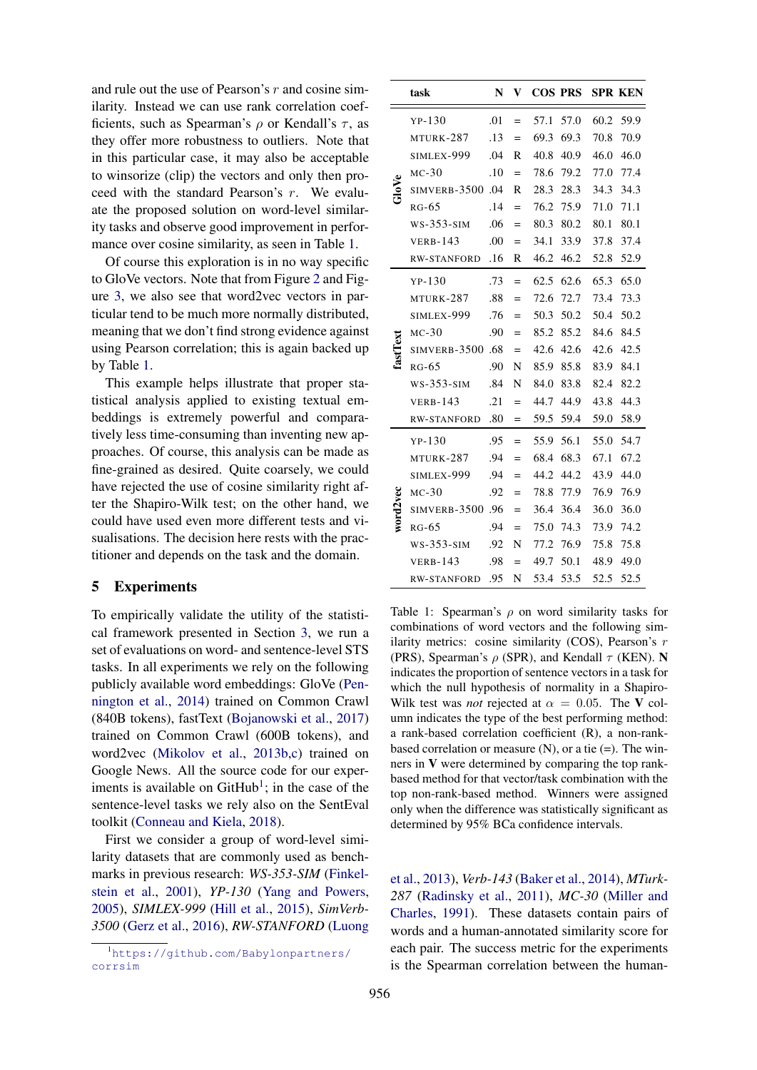and rule out the use of Pearson's $r$ and cosine similarity. Instead we can use rank correlation coefficients, such as Spearman's $\rho$ or Kendall's $\tau$, as they offer more robustness to outliers. Note that in this particular case, it may also be acceptable to winsorize (clip) the vectors and only then proceed with the standard Pearson's $r$. We evaluate the proposed solution on word-level similarity tasks and observe good improvement in performance over cosine similarity, as seen in Table 1.

Of course this exploration is in no way specific to GloVe vectors. Note that from Figure 2 and Figure 3, we also see that word2vec vectors in particular tend to be much more normally distributed, meaning that we don't find strong evidence against using Pearson correlation; this is again backed up by Table 1.

This example helps illustrate that proper statistical analysis applied to existing textual embeddings is extremely powerful and comparatively less time-consuming than inventing new approaches. Of course, this analysis can be made as fine-grained as desired. Quite coarsely, we could have rejected the use of cosine similarity right after the Shapiro-Wilk test; on the other hand, we could have used even more different tests and visualisations. The decision here rests with the practitioner and depends on the task and the domain.

## 5 Experiments

To empirically validate the utility of the statistical framework presented in Section 3, we run a set of evaluations on word- and sentence-level STS tasks. In all experiments we rely on the following publicly available word embeddings: GloVe (Pennington et al., 2014) trained on Common Crawl (840B tokens), fastText (Bojanowski et al., 2017) trained on Common Crawl (600B tokens), and word2vec (Mikolov et al., 2013b,c) trained on Google News. All the source code for our experiments is available on GitHub[1]; in the case of the sentence-level tasks we rely also on the SentEval toolkit (Conneau and Kiela, 2018).

First we consider a group of word-level similarity datasets that are commonly used as benchmarks in previous research: *WS-353-SIM* (Finkelstein et al., 2001), *YP-130* (Yang and Powers, 2005), *SIMLEX-999* (Hill et al., 2015), *SimVerb-3500* (Gerz et al., 2016), *RW-STANFORD* (Luong et al., 2013), *Verb-143* (Baker et al., 2014), *MTurk-287* (Radinsky et al., 2011), *MC-30* (Miller and Charles, 1991). These datasets contain pairs of words and a human-annotated similarity score for each pair. The success metric for the experiments is the Spearman correlation between the human-

[1] https://github.com/Babylonpartners/corrsim

| | task | N | V | COS | PRS | SPR | KEN |
|---|---|---|---|---|---|---|---|
| GloVe | YP-130 | .01 | = | 57.1 | 57.0 | 60.2 | 59.9 |
| | MTURK-287 | .13 | = | 69.3 | 69.3 | 70.8 | 70.9 |
| | SIMLEX-999 | .04 | R | 40.8 | 40.9 | 46.0 | 46.0 |
| | MC-30 | .10 | = | 78.6 | 79.2 | 77.0 | 77.4 |
| | SIMVERB-3500 | .04 | R | 28.3 | 28.3 | 34.3 | 34.3 |
| | RG-65 | .14 | = | 76.2 | 75.9 | 71.0 | 71.1 |
| | WS-353-SIM | .06 | = | 80.3 | 80.2 | 80.1 | 80.1 |
| | VERB-143 | .00 | = | 34.1 | 33.9 | 37.8 | 37.4 |
| | RW-STANFORD | .16 | R | 46.2 | 46.2 | 52.8 | 52.9 |
| fastText | YP-130 | .73 | = | 62.5 | 62.6 | 65.3 | 65.0 |
| | MTURK-287 | .88 | = | 72.6 | 72.7 | 73.4 | 73.3 |
| | SIMLEX-999 | .76 | = | 50.3 | 50.2 | 50.4 | 50.2 |
| | MC-30 | .90 | = | 85.2 | 85.2 | 84.6 | 84.5 |
| | SIMVERB-3500 | .68 | = | 42.6 | 42.6 | 42.6 | 42.5 |
| | RG-65 | .90 | N | 85.9 | 85.8 | 83.9 | 84.1 |
| | WS-353-SIM | .84 | N | 84.0 | 83.8 | 82.4 | 82.2 |
| | VERB-143 | .21 | = | 44.7 | 44.9 | 43.8 | 44.3 |
| | RW-STANFORD | .80 | = | 59.5 | 59.4 | 59.0 | 58.9 |
| word2vec | YP-130 | .95 | = | 55.9 | 56.1 | 55.0 | 54.7 |
| | MTURK-287 | .94 | = | 68.4 | 68.3 | 67.1 | 67.2 |
| | SIMLEX-999 | .94 | = | 44.2 | 44.2 | 43.9 | 44.0 |
| | MC-30 | .92 | = | 78.8 | 77.9 | 76.9 | 76.9 |
| | SIMVERB-3500 | .96 | = | 36.4 | 36.4 | 36.0 | 36.0 |
| | RG-65 | .94 | = | 75.0 | 74.3 | 73.9 | 74.2 |
| | WS-353-SIM | .92 | N | 77.2 | 76.9 | 75.8 | 75.8 |
| | VERB-143 | .98 | = | 49.7 | 50.1 | 48.9 | 49.0 |
| | RW-STANFORD | .95 | N | 53.4 | 53.5 | 52.5 | 52.5 |

Table 1: Spearman's $\rho$ on word similarity tasks for combinations of word vectors and the following similarity metrics: cosine similarity (COS), Pearson's $r$ (PRS), Spearman's $\rho$ (SPR), and Kendall $\tau$ (KEN). **N** indicates the proportion of sentence vectors in a task for which the null hypothesis of normality in a Shapiro-Wilk test was *not* rejected at $\alpha = 0.05$. The **V** column indicates the type of the best performing method: a rank-based correlation coefficient (R), a non-rank-based correlation or measure (N), or a tie (=). The winners in **V** were determined by comparing the top rank-based method for that vector/task combination with the top non-rank-based method. Winners were assigned only when the difference was statistically significant as determined by 95% BCa confidence intervals.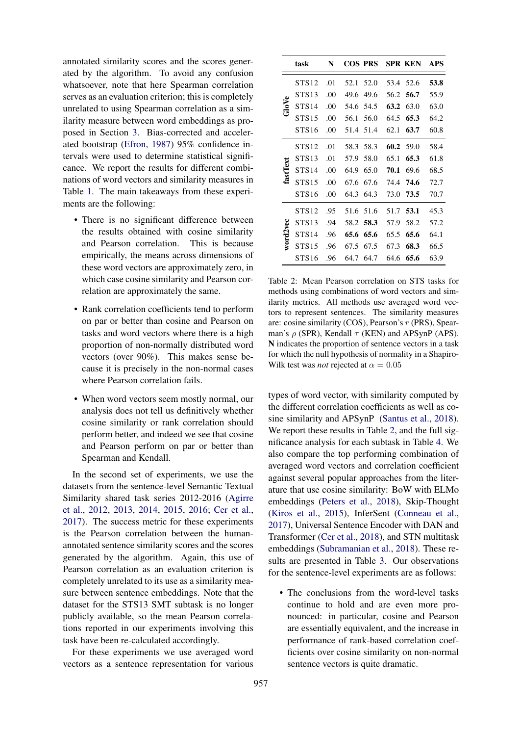annotated similarity scores and the scores generated by the algorithm. To avoid any confusion whatsoever, note that here Spearman correlation serves as an evaluation criterion; this is completely unrelated to using Spearman correlation as a similarity measure between word embeddings as proposed in Section 3. Bias-corrected and accelerated bootstrap (Efron, 1987) 95% confidence intervals were used to determine statistical significance. We report the results for different combinations of word vectors and similarity measures in Table 1. The main takeaways from these experiments are the following:

- There is no significant difference between the results obtained with cosine similarity and Pearson correlation. This is because empirically, the means across dimensions of these word vectors are approximately zero, in which case cosine similarity and Pearson correlation are approximately the same.
- Rank correlation coefficients tend to perform on par or better than cosine and Pearson on tasks and word vectors where there is a high proportion of non-normally distributed word vectors (over 90%). This makes sense because it is precisely in the non-normal cases where Pearson correlation fails.
- When word vectors seem mostly normal, our analysis does not tell us definitively whether cosine similarity or rank correlation should perform better, and indeed we see that cosine and Pearson perform on par or better than Spearman and Kendall.

In the second set of experiments, we use the datasets from the sentence-level Semantic Textual Similarity shared task series 2012-2016 (Agirre et al., 2012, 2013, 2014, 2015, 2016; Cer et al., 2017). The success metric for these experiments is the Pearson correlation between the human-annotated sentence similarity scores and the scores generated by the algorithm. Again, this use of Pearson correlation as an evaluation criterion is completely unrelated to its use as a similarity measure between sentence embeddings. Note that the dataset for the STS13 SMT subtask is no longer publicly available, so the mean Pearson correlations reported in our experiments involving this task have been re-calculated accordingly.

For these experiments we use averaged word vectors as a sentence representation for various types of word vector, with similarity computed by the different correlation coefficients as well as cosine similarity and APSynP (Santus et al., 2018). We report these results in Table 2, and the full significance analysis for each subtask in Table 4. We also compare the top performing combination of averaged word vectors and correlation coefficient against several popular approaches from the literature that use cosine similarity: BoW with ELMo embeddings (Peters et al., 2018), Skip-Thought (Kiros et al., 2015), InferSent (Conneau et al., 2017), Universal Sentence Encoder with DAN and Transformer (Cer et al., 2018), and STN multitask embeddings (Subramanian et al., 2018). These results are presented in Table 3. Our observations for the sentence-level experiments are as follows:

- The conclusions from the word-level tasks continue to hold and are even more pronounced: in particular, cosine and Pearson are essentially equivalent, and the increase in performance of rank-based correlation coefficients over cosine similarity on non-normal sentence vectors is quite dramatic.

| | task | N | COS | PRS | SPR | KEN | APS |
|---|---|---|---|---|---|---|---|
| GloVe | STS12 | .01 | 52.1 | 52.0 | 53.4 | 52.6 | **53.8** |
| | STS13 | .00 | 49.6 | 49.6 | 56.2 | **56.7** | 55.9 |
| | STS14 | .00 | 54.6 | 54.5 | **63.2** | 63.0 | 63.0 |
| | STS15 | .00 | 56.1 | 56.0 | 64.5 | **65.3** | 64.2 |
| | STS16 | .00 | 51.4 | 51.4 | 62.1 | **63.7** | 60.8 |
| fastText | STS12 | .01 | 58.3 | 58.3 | **60.2** | 59.0 | 58.4 |
| | STS13 | .01 | 57.9 | 58.0 | 65.1 | **65.3** | 61.8 |
| | STS14 | .00 | 64.9 | 65.0 | **70.1** | 69.6 | 68.5 |
| | STS15 | .00 | 67.6 | 67.6 | 74.4 | **74.6** | 72.7 |
| | STS16 | .00 | 64.3 | 64.3 | 73.0 | **73.5** | 70.7 |
| word2vec | STS12 | .95 | 51.6 | 51.6 | 51.7 | **53.1** | 45.3 |
| | STS13 | .94 | 58.2 | **58.3** | 57.9 | 58.2 | 57.2 |
| | STS14 | .96 | **65.6** | **65.6** | 65.5 | **65.6** | 64.1 |
| | STS15 | .96 | 67.5 | 67.5 | 67.3 | **68.3** | 66.5 |
| | STS16 | .96 | 64.7 | 64.7 | 64.6 | **65.6** | 63.9 |

Table 2: Mean Pearson correlation on STS tasks for methods using combinations of word vectors and similarity metrics. All methods use averaged word vectors to represent sentences. The similarity measures are: cosine similarity (COS), Pearson's $r$ (PRS), Spearman's $\rho$ (SPR), Kendall $\tau$ (KEN) and APSynP (APS). **N** indicates the proportion of sentence vectors in a task for which the null hypothesis of normality in a Shapiro-Wilk test was *not* rejected at $\alpha = 0.05$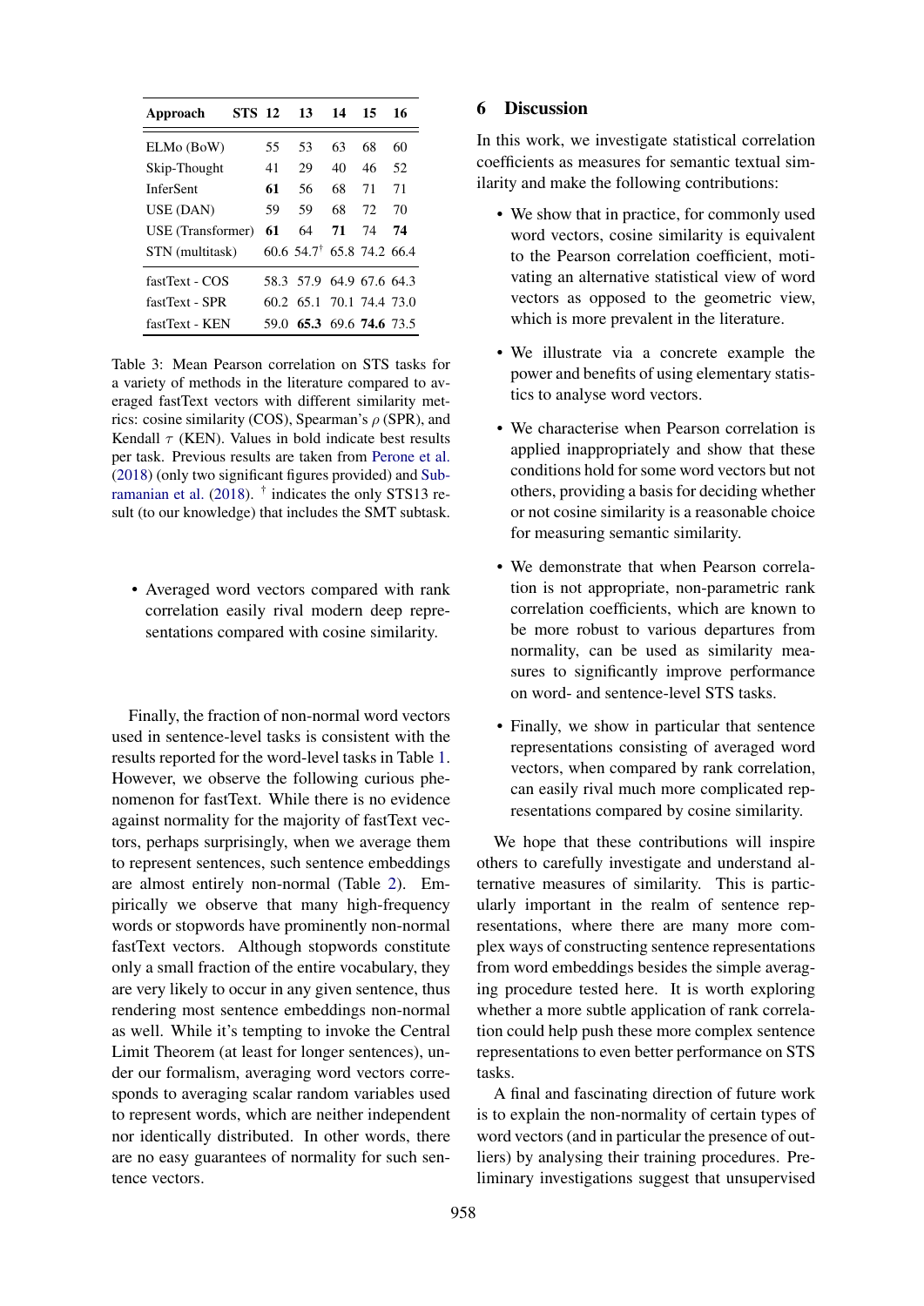| Approach | STS 12 | 13 | 14 | 15 | 16 |
|---|---|---|---|---|---|
| ELMo (BoW) | 55 | 53 | 63 | 68 | 60 |
| Skip-Thought | 41 | 29 | 40 | 46 | 52 |
| InferSent | **61** | 56 | 68 | 71 | 71 |
| USE (DAN) | 59 | 59 | 68 | 72 | 70 |
| USE (Transformer) | **61** | 64 | **71** | 74 | **74** |
| STN (multitask) | 60.6 | 54.7[†] | 65.8 | 74.2 | 66.4 |
| fastText - COS | 58.3 | 57.9 | 64.9 | 67.6 | 64.3 |
| fastText - SPR | 60.2 | 65.1 | 70.1 | 74.4 | 73.0 |
| fastText - KEN | 59.0 | **65.3** | 69.6 | **74.6** | 73.5 |

Table 3: Mean Pearson correlation on STS tasks for a variety of methods in the literature compared to averaged fastText vectors with different similarity metrics: cosine similarity (COS), Spearman's $\rho$ (SPR), and Kendall $\tau$ (KEN). Values in bold indicate best results per task. Previous results are taken from Perone et al. (2018) (only two significant figures provided) and Subramanian et al. (2018). [†] indicates the only STS13 result (to our knowledge) that includes the SMT subtask.

- Averaged word vectors compared with rank correlation easily rival modern deep representations compared with cosine similarity.

Finally, the fraction of non-normal word vectors used in sentence-level tasks is consistent with the results reported for the word-level tasks in Table 1. However, we observe the following curious phenomenon for fastText. While there is no evidence against normality for the majority of fastText vectors, perhaps surprisingly, when we average them to represent sentences, such sentence embeddings are almost entirely non-normal (Table 2). Empirically we observe that many high-frequency words or stopwords have prominently non-normal fastText vectors. Although stopwords constitute only a small fraction of the entire vocabulary, they are very likely to occur in any given sentence, thus rendering most sentence embeddings non-normal as well. While it's tempting to invoke the Central Limit Theorem (at least for longer sentences), under our formalism, averaging word vectors corresponds to averaging scalar random variables used to represent words, which are neither independent nor identically distributed. In other words, there are no easy guarantees of normality for such sentence vectors.

## 6 Discussion

In this work, we investigate statistical correlation coefficients as measures for semantic textual similarity and make the following contributions:

- We show that in practice, for commonly used word vectors, cosine similarity is equivalent to the Pearson correlation coefficient, motivating an alternative statistical view of word vectors as opposed to the geometric view, which is more prevalent in the literature.
- We illustrate via a concrete example the power and benefits of using elementary statistics to analyse word vectors.
- We characterise when Pearson correlation is applied inappropriately and show that these conditions hold for some word vectors but not others, providing a basis for deciding whether or not cosine similarity is a reasonable choice for measuring semantic similarity.
- We demonstrate that when Pearson correlation is not appropriate, non-parametric rank correlation coefficients, which are known to be more robust to various departures from normality, can be used as similarity measures to significantly improve performance on word- and sentence-level STS tasks.
- Finally, we show in particular that sentence representations consisting of averaged word vectors, when compared by rank correlation, can easily rival much more complicated representations compared by cosine similarity.

We hope that these contributions will inspire others to carefully investigate and understand alternative measures of similarity. This is particularly important in the realm of sentence representations, where there are many more complex ways of constructing sentence representations from word embeddings besides the simple averaging procedure tested here. It is worth exploring whether a more subtle application of rank correlation could help push these more complex sentence representations to even better performance on STS tasks.

A final and fascinating direction of future work is to explain the non-normality of certain types of word vectors (and in particular the presence of outliers) by analysing their training procedures. Preliminary investigations suggest that unsupervised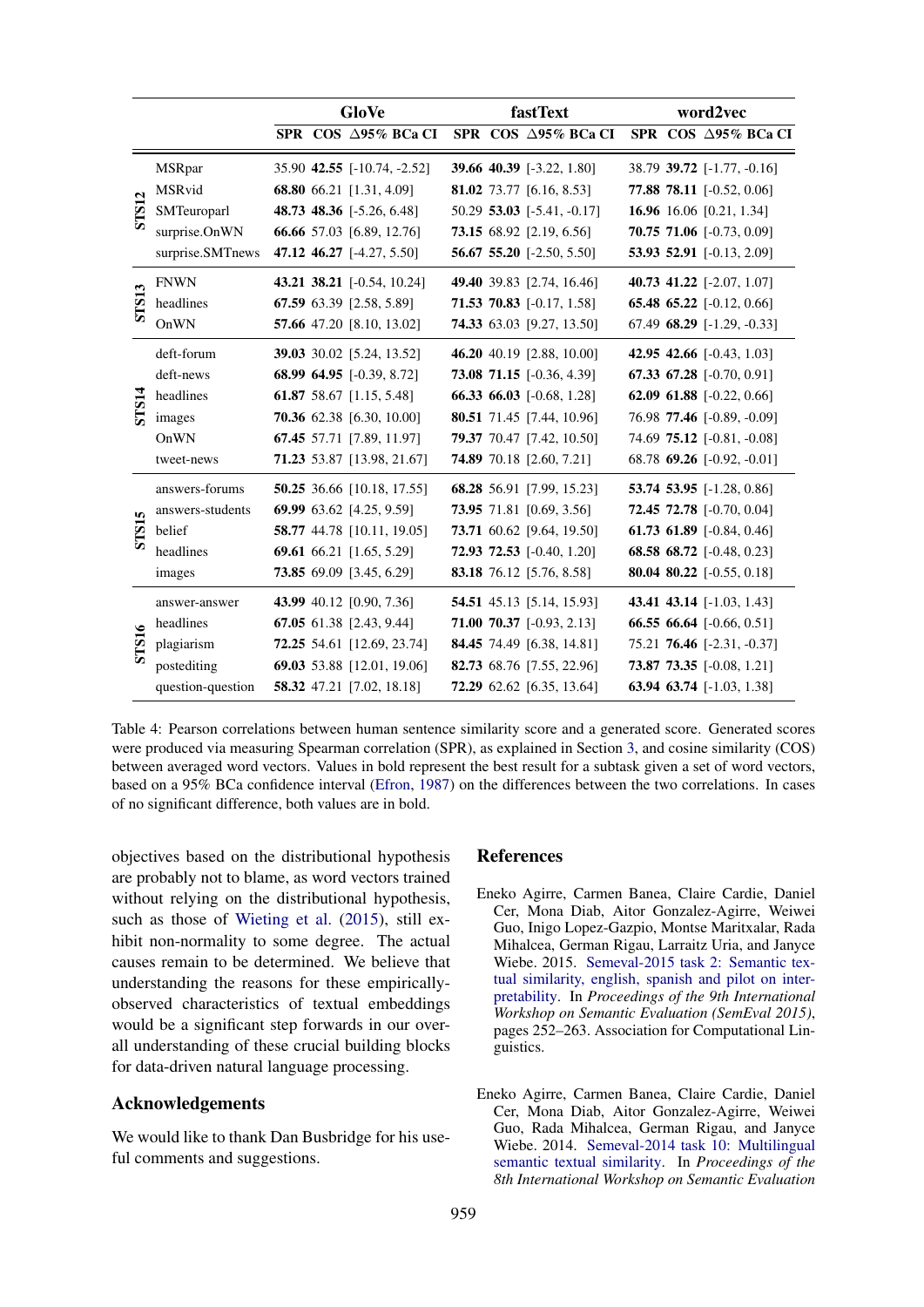| | | GloVe | | | fastText | | | word2vec | | |
|---|---|---|---|---|---|---|---|---|---|---|
| | | SPR | COS | Δ95% BCa CI | SPR | COS | Δ95% BCa CI | SPR | COS | Δ95% BCa CI |
| STS12 | MSRpar | 35.90 | **42.55** | [-10.74, -2.52] | **39.66** | **40.39** | [-3.22, 1.80] | 38.79 | **39.72** | [-1.77, -0.16] |
| | MSRvid | **68.80** | 66.21 | [1.31, 4.09] | **81.02** | 73.77 | [6.16, 8.53] | **77.88** | **78.11** | [-0.52, 0.06] |
| | SMTeuroparl | **48.73** | **48.36** | [-5.26, 6.48] | 50.29 | **53.03** | [-5.41, -0.17] | **16.96** | 16.06 | [0.21, 1.34] |
| | surprise.OnWN | **66.66** | 57.03 | [6.89, 12.76] | **73.15** | 68.92 | [2.19, 6.56] | **70.75** | **71.06** | [-0.73, 0.09] |
| | surprise.SMTnews | **47.12** | **46.27** | [-4.27, 5.50] | **56.67** | **55.20** | [-2.50, 5.50] | **53.93** | **52.91** | [-0.13, 2.09] |
| STS13 | FNWN | **43.21** | **38.21** | [-0.54, 10.24] | **49.40** | 39.83 | [2.74, 16.46] | **40.73** | **41.22** | [-2.07, 1.07] |
| | headlines | **67.59** | 63.39 | [2.58, 5.89] | **71.53** | **70.83** | [-0.17, 1.58] | **65.48** | **65.22** | [-0.12, 0.66] |
| | OnWN | **57.66** | 47.20 | [8.10, 13.02] | **74.33** | 63.03 | [9.27, 13.50] | 67.49 | **68.29** | [-1.29, -0.33] |
| STS14 | deft-forum | **39.03** | 30.02 | [5.24, 13.52] | **46.20** | 40.19 | [2.88, 10.00] | **42.95** | **42.66** | [-0.43, 1.03] |
| | deft-news | **68.99** | **64.95** | [-0.39, 8.72] | **73.08** | **71.15** | [-0.36, 4.39] | **67.33** | **67.28** | [-0.70, 0.91] |
| | headlines | **61.87** | 58.67 | [1.15, 5.48] | **66.33** | **66.03** | [-0.68, 1.28] | **62.09** | **61.88** | [-0.22, 0.66] |
| | images | **70.36** | 62.38 | [6.30, 10.00] | **80.51** | 71.45 | [7.44, 10.96] | 76.98 | **77.46** | [-0.89, -0.09] |
| | OnWN | **67.45** | 57.71 | [7.89, 11.97] | **79.37** | 70.47 | [7.42, 10.50] | 74.69 | **75.12** | [-0.81, -0.08] |
| | tweet-news | **71.23** | 53.87 | [13.98, 21.67] | **74.89** | 70.18 | [2.60, 7.21] | 68.78 | **69.26** | [-0.92, -0.01] |
| STS15 | answers-forums | **50.25** | 36.66 | [10.18, 17.55] | **68.28** | 56.91 | [7.99, 15.23] | **53.74** | **53.95** | [-1.28, 0.86] |
| | answers-students | **69.99** | 63.62 | [4.25, 9.59] | **73.95** | 71.81 | [0.69, 3.56] | **72.45** | **72.78** | [-0.70, 0.04] |
| | belief | **58.77** | 44.78 | [10.11, 19.05] | **73.71** | 60.62 | [9.64, 19.50] | **61.73** | **61.89** | [-0.84, 0.46] |
| | headlines | **69.61** | 66.21 | [1.65, 5.29] | **72.93** | **72.53** | [-0.40, 1.20] | **68.58** | **68.72** | [-0.48, 0.23] |
| | images | **73.85** | 69.09 | [3.45, 6.29] | **83.18** | 76.12 | [5.76, 8.58] | **80.04** | **80.22** | [-0.55, 0.18] |
| STS16 | answer-answer | **43.99** | 40.12 | [0.90, 7.36] | **54.51** | 45.13 | [5.14, 15.93] | **43.41** | **43.14** | [-1.03, 1.43] |
| | headlines | **67.05** | 61.38 | [2.43, 9.44] | **71.00** | **70.37** | [-0.93, 2.13] | **66.55** | **66.64** | [-0.66, 0.51] |
| | plagiarism | **72.25** | 54.61 | [12.69, 23.74] | **84.45** | 74.49 | [6.38, 14.81] | 75.21 | **76.46** | [-2.31, -0.37] |
| | postediting | **69.03** | 53.88 | [12.01, 19.06] | **82.73** | 68.76 | [7.55, 22.96] | **73.87** | **73.35** | [-0.08, 1.21] |
| | question-question | **58.32** | 47.21 | [7.02, 18.18] | **72.29** | 62.62 | [6.35, 13.64] | **63.94** | **63.74** | [-1.03, 1.38] |

Table 4: Pearson correlations between human sentence similarity score and a generated score. Generated scores were produced via measuring Spearman correlation (SPR), as explained in Section 3, and cosine similarity (COS) between averaged word vectors. Values in bold represent the best result for a subtask given a set of word vectors, based on a 95% BCa confidence interval (Efron, 1987) on the differences between the two correlations. In cases of no significant difference, both values are in bold.

objectives based on the distributional hypothesis are probably not to blame, as word vectors trained without relying on the distributional hypothesis, such as those of Wieting et al. (2015), still exhibit non-normality to some degree. The actual causes remain to be determined. We believe that understanding the reasons for these empirically-observed characteristics of textual embeddings would be a significant step forwards in our overall understanding of these crucial building blocks for data-driven natural language processing.

## Acknowledgements

We would like to thank Dan Busbridge for his useful comments and suggestions.

## References

Eneko Agirre, Carmen Banea, Claire Cardie, Daniel Cer, Mona Diab, Aitor Gonzalez-Agirre, Weiwei Guo, Inigo Lopez-Gazpio, Montse Maritxalar, Rada Mihalcea, German Rigau, Larraitz Uria, and Janyce Wiebe. 2015. Semeval-2015 task 2: Semantic textual similarity, english, spanish and pilot on interpretability. In *Proceedings of the 9th International Workshop on Semantic Evaluation (SemEval 2015)*, pages 252–263. Association for Computational Linguistics.

Eneko Agirre, Carmen Banea, Claire Cardie, Daniel Cer, Mona Diab, Aitor Gonzalez-Agirre, Weiwei Guo, Rada Mihalcea, German Rigau, and Janyce Wiebe. 2014. Semeval-2014 task 10: Multilingual semantic textual similarity. In *Proceedings of the 8th International Workshop on Semantic Evaluation*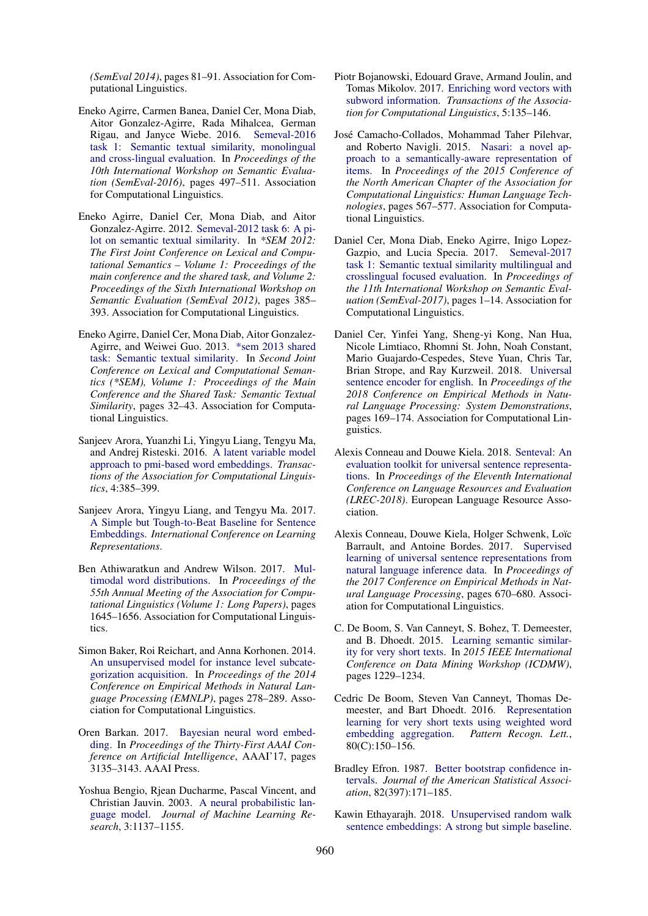*(SemEval 2014)*, pages 81–91. Association for Computational Linguistics.

Eneko Agirre, Carmen Banea, Daniel Cer, Mona Diab, Aitor Gonzalez-Agirre, Rada Mihalcea, German Rigau, and Janyce Wiebe. 2016. Semeval-2016 task 1: Semantic textual similarity, monolingual and cross-lingual evaluation. In *Proceedings of the 10th International Workshop on Semantic Evaluation (SemEval-2016)*, pages 497–511. Association for Computational Linguistics.

Eneko Agirre, Daniel Cer, Mona Diab, and Aitor Gonzalez-Agirre. 2012. Semeval-2012 task 6: A pilot on semantic textual similarity. In *\*SEM 2012: The First Joint Conference on Lexical and Computational Semantics – Volume 1: Proceedings of the main conference and the shared task, and Volume 2: Proceedings of the Sixth International Workshop on Semantic Evaluation (SemEval 2012)*, pages 385–393. Association for Computational Linguistics.

Eneko Agirre, Daniel Cer, Mona Diab, Aitor Gonzalez-Agirre, and Weiwei Guo. 2013. \*sem 2013 shared task: Semantic textual similarity. In *Second Joint Conference on Lexical and Computational Semantics (\*SEM), Volume 1: Proceedings of the Main Conference and the Shared Task: Semantic Textual Similarity*, pages 32–43. Association for Computational Linguistics.

Sanjeev Arora, Yuanzhi Li, Yingyu Liang, Tengyu Ma, and Andrej Risteski. 2016. A latent variable model approach to pmi-based word embeddings. *Transactions of the Association for Computational Linguistics*, 4:385–399.

Sanjeev Arora, Yingyu Liang, and Tengyu Ma. 2017. A Simple but Tough-to-Beat Baseline for Sentence Embeddings. *International Conference on Learning Representations*.

Ben Athiwaratkun and Andrew Wilson. 2017. Multimodal word distributions. In *Proceedings of the 55th Annual Meeting of the Association for Computational Linguistics (Volume 1: Long Papers)*, pages 1645–1656. Association for Computational Linguistics.

Simon Baker, Roi Reichart, and Anna Korhonen. 2014. An unsupervised model for instance level subcategorization acquisition. In *Proceedings of the 2014 Conference on Empirical Methods in Natural Language Processing (EMNLP)*, pages 278–289. Association for Computational Linguistics.

Oren Barkan. 2017. Bayesian neural word embedding. In *Proceedings of the Thirty-First AAAI Conference on Artificial Intelligence*, AAAI'17, pages 3135–3143. AAAI Press.

Yoshua Bengio, Rjean Ducharme, Pascal Vincent, and Christian Jauvin. 2003. A neural probabilistic language model. *Journal of Machine Learning Research*, 3:1137–1155.

Piotr Bojanowski, Edouard Grave, Armand Joulin, and Tomas Mikolov. 2017. Enriching word vectors with subword information. *Transactions of the Association for Computational Linguistics*, 5:135–146.

José Camacho-Collados, Mohammad Taher Pilehvar, and Roberto Navigli. 2015. Nasari: a novel approach to a semantically-aware representation of items. In *Proceedings of the 2015 Conference of the North American Chapter of the Association for Computational Linguistics: Human Language Technologies*, pages 567–577. Association for Computational Linguistics.

Daniel Cer, Mona Diab, Eneko Agirre, Inigo Lopez-Gazpio, and Lucia Specia. 2017. Semeval-2017 task 1: Semantic textual similarity multilingual and crosslingual focused evaluation. In *Proceedings of the 11th International Workshop on Semantic Evaluation (SemEval-2017)*, pages 1–14. Association for Computational Linguistics.

Daniel Cer, Yinfei Yang, Sheng-yi Kong, Nan Hua, Nicole Limtiaco, Rhomni St. John, Noah Constant, Mario Guajardo-Cespedes, Steve Yuan, Chris Tar, Brian Strope, and Ray Kurzweil. 2018. Universal sentence encoder for english. In *Proceedings of the 2018 Conference on Empirical Methods in Natural Language Processing: System Demonstrations*, pages 169–174. Association for Computational Linguistics.

Alexis Conneau and Douwe Kiela. 2018. Senteval: An evaluation toolkit for universal sentence representations. In *Proceedings of the Eleventh International Conference on Language Resources and Evaluation (LREC-2018)*. European Language Resource Association.

Alexis Conneau, Douwe Kiela, Holger Schwenk, Loïc Barrault, and Antoine Bordes. 2017. Supervised learning of universal sentence representations from natural language inference data. In *Proceedings of the 2017 Conference on Empirical Methods in Natural Language Processing*, pages 670–680. Association for Computational Linguistics.

C. De Boom, S. Van Canneyt, S. Bohez, T. Demeester, and B. Dhoedt. 2015. Learning semantic similarity for very short texts. In *2015 IEEE International Conference on Data Mining Workshop (ICDMW)*, pages 1229–1234.

Cedric De Boom, Steven Van Canneyt, Thomas Demeester, and Bart Dhoedt. 2016. Representation learning for very short texts using weighted word embedding aggregation. *Pattern Recogn. Lett.*, 80(C):150–156.

Bradley Efron. 1987. Better bootstrap confidence intervals. *Journal of the American Statistical Association*, 82(397):171–185.

Kawin Ethayarajh. 2018. Unsupervised random walk sentence embeddings: A strong but simple baseline.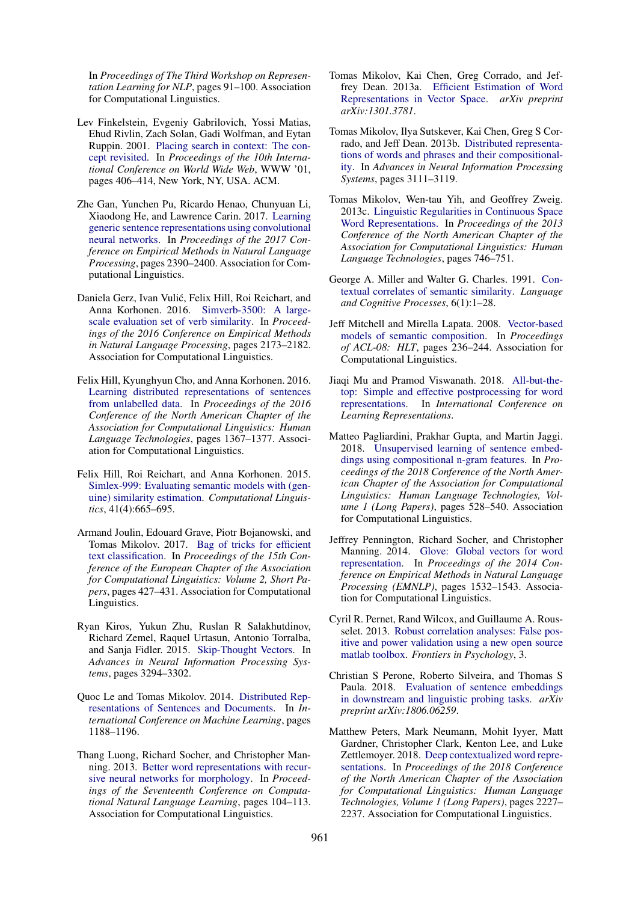In *Proceedings of The Third Workshop on Representation Learning for NLP*, pages 91–100. Association for Computational Linguistics.

Lev Finkelstein, Evgeniy Gabrilovich, Yossi Matias, Ehud Rivlin, Zach Solan, Gadi Wolfman, and Eytan Ruppin. 2001. Placing search in context: The concept revisited. In *Proceedings of the 10th International Conference on World Wide Web*, WWW '01, pages 406–414, New York, NY, USA. ACM.

Zhe Gan, Yunchen Pu, Ricardo Henao, Chunyuan Li, Xiaodong He, and Lawrence Carin. 2017. Learning generic sentence representations using convolutional neural networks. In *Proceedings of the 2017 Conference on Empirical Methods in Natural Language Processing*, pages 2390–2400. Association for Computational Linguistics.

Daniela Gerz, Ivan Vulić, Felix Hill, Roi Reichart, and Anna Korhonen. 2016. Simverb-3500: A large-scale evaluation set of verb similarity. In *Proceedings of the 2016 Conference on Empirical Methods in Natural Language Processing*, pages 2173–2182. Association for Computational Linguistics.

Felix Hill, Kyunghyun Cho, and Anna Korhonen. 2016. Learning distributed representations of sentences from unlabelled data. In *Proceedings of the 2016 Conference of the North American Chapter of the Association for Computational Linguistics: Human Language Technologies*, pages 1367–1377. Association for Computational Linguistics.

Felix Hill, Roi Reichart, and Anna Korhonen. 2015. Simlex-999: Evaluating semantic models with (genuine) similarity estimation. *Computational Linguistics*, 41(4):665–695.

Armand Joulin, Edouard Grave, Piotr Bojanowski, and Tomas Mikolov. 2017. Bag of tricks for efficient text classification. In *Proceedings of the 15th Conference of the European Chapter of the Association for Computational Linguistics: Volume 2, Short Papers*, pages 427–431. Association for Computational Linguistics.

Ryan Kiros, Yukun Zhu, Ruslan R Salakhutdinov, Richard Zemel, Raquel Urtasun, Antonio Torralba, and Sanja Fidler. 2015. Skip-Thought Vectors. In *Advances in Neural Information Processing Systems*, pages 3294–3302.

Quoc Le and Tomas Mikolov. 2014. Distributed Representations of Sentences and Documents. In *International Conference on Machine Learning*, pages 1188–1196.

Thang Luong, Richard Socher, and Christopher Manning. 2013. Better word representations with recursive neural networks for morphology. In *Proceedings of the Seventeenth Conference on Computational Natural Language Learning*, pages 104–113. Association for Computational Linguistics.

Tomas Mikolov, Kai Chen, Greg Corrado, and Jeffrey Dean. 2013a. Efficient Estimation of Word Representations in Vector Space. *arXiv preprint arXiv:1301.3781*.

Tomas Mikolov, Ilya Sutskever, Kai Chen, Greg S Corrado, and Jeff Dean. 2013b. Distributed representations of words and phrases and their compositionality. In *Advances in Neural Information Processing Systems*, pages 3111–3119.

Tomas Mikolov, Wen-tau Yih, and Geoffrey Zweig. 2013c. Linguistic Regularities in Continuous Space Word Representations. In *Proceedings of the 2013 Conference of the North American Chapter of the Association for Computational Linguistics: Human Language Technologies*, pages 746–751.

George A. Miller and Walter G. Charles. 1991. Contextual correlates of semantic similarity. *Language and Cognitive Processes*, 6(1):1–28.

Jeff Mitchell and Mirella Lapata. 2008. Vector-based models of semantic composition. In *Proceedings of ACL-08: HLT*, pages 236–244. Association for Computational Linguistics.

Jiaqi Mu and Pramod Viswanath. 2018. All-but-the-top: Simple and effective postprocessing for word representations. In *International Conference on Learning Representations*.

Matteo Pagliardini, Prakhar Gupta, and Martin Jaggi. 2018. Unsupervised learning of sentence embeddings using compositional n-gram features. In *Proceedings of the 2018 Conference of the North American Chapter of the Association for Computational Linguistics: Human Language Technologies, Volume 1 (Long Papers)*, pages 528–540. Association for Computational Linguistics.

Jeffrey Pennington, Richard Socher, and Christopher Manning. 2014. Glove: Global vectors for word representation. In *Proceedings of the 2014 Conference on Empirical Methods in Natural Language Processing (EMNLP)*, pages 1532–1543. Association for Computational Linguistics.

Cyril R. Pernet, Rand Wilcox, and Guillaume A. Rousselet. 2013. Robust correlation analyses: False positive and power validation using a new open source matlab toolbox. *Frontiers in Psychology*, 3.

Christian S Perone, Roberto Silveira, and Thomas S Paula. 2018. Evaluation of sentence embeddings in downstream and linguistic probing tasks. *arXiv preprint arXiv:1806.06259*.

Matthew Peters, Mark Neumann, Mohit Iyyer, Matt Gardner, Christopher Clark, Kenton Lee, and Luke Zettlemoyer. 2018. Deep contextualized word representations. In *Proceedings of the 2018 Conference of the North American Chapter of the Association for Computational Linguistics: Human Language Technologies, Volume 1 (Long Papers)*, pages 2227–2237. Association for Computational Linguistics.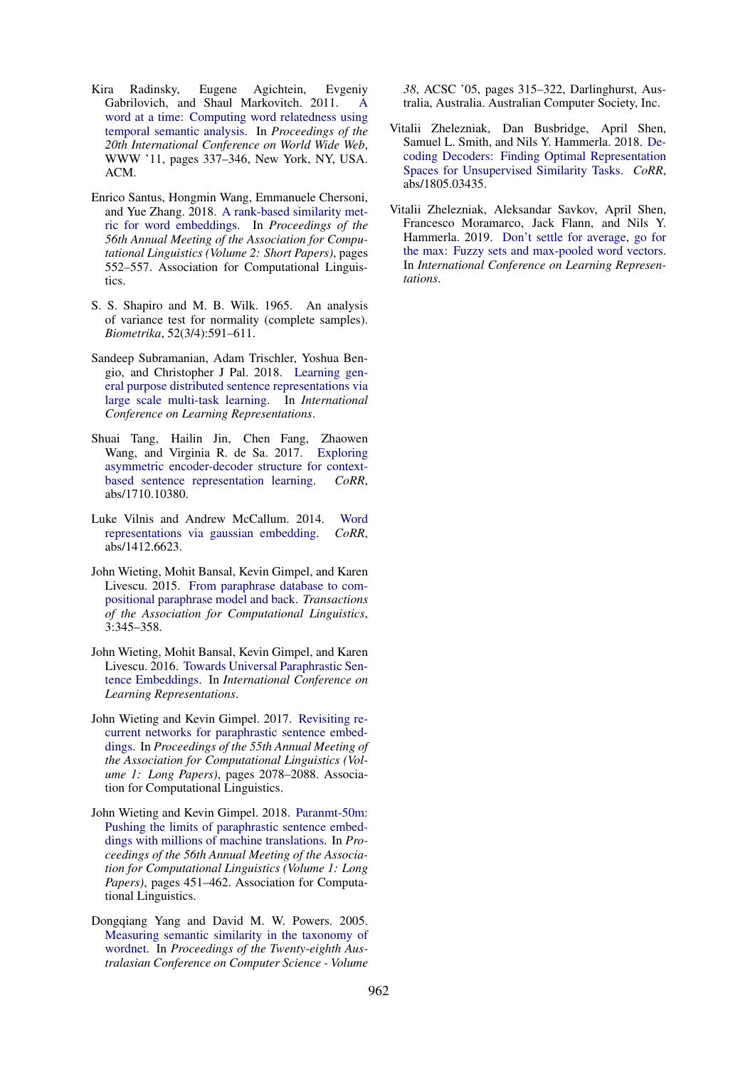Kira Radinsky, Eugene Agichtein, Evgeniy Gabrilovich, and Shaul Markovitch. 2011. A word at a time: Computing word relatedness using temporal semantic analysis. In *Proceedings of the 20th International Conference on World Wide Web*, WWW '11, pages 337–346, New York, NY, USA. ACM.

Enrico Santus, Hongmin Wang, Emmanuele Chersoni, and Yue Zhang. 2018. A rank-based similarity metric for word embeddings. In *Proceedings of the 56th Annual Meeting of the Association for Computational Linguistics (Volume 2: Short Papers)*, pages 552–557. Association for Computational Linguistics.

S. S. Shapiro and M. B. Wilk. 1965. An analysis of variance test for normality (complete samples). *Biometrika*, 52(3/4):591–611.

Sandeep Subramanian, Adam Trischler, Yoshua Bengio, and Christopher J Pal. 2018. Learning general purpose distributed sentence representations via large scale multi-task learning. In *International Conference on Learning Representations*.

Shuai Tang, Hailin Jin, Chen Fang, Zhaowen Wang, and Virginia R. de Sa. 2017. Exploring asymmetric encoder-decoder structure for context-based sentence representation learning. *CoRR*, abs/1710.10380.

Luke Vilnis and Andrew McCallum. 2014. Word representations via gaussian embedding. *CoRR*, abs/1412.6623.

John Wieting, Mohit Bansal, Kevin Gimpel, and Karen Livescu. 2015. From paraphrase database to compositional paraphrase model and back. *Transactions of the Association for Computational Linguistics*, 3:345–358.

John Wieting, Mohit Bansal, Kevin Gimpel, and Karen Livescu. 2016. Towards Universal Paraphrastic Sentence Embeddings. In *International Conference on Learning Representations*.

John Wieting and Kevin Gimpel. 2017. Revisiting recurrent networks for paraphrastic sentence embeddings. In *Proceedings of the 55th Annual Meeting of the Association for Computational Linguistics (Volume 1: Long Papers)*, pages 2078–2088. Association for Computational Linguistics.

John Wieting and Kevin Gimpel. 2018. Paranmt-50m: Pushing the limits of paraphrastic sentence embeddings with millions of machine translations. In *Proceedings of the 56th Annual Meeting of the Association for Computational Linguistics (Volume 1: Long Papers)*, pages 451–462. Association for Computational Linguistics.

Dongqiang Yang and David M. W. Powers. 2005. Measuring semantic similarity in the taxonomy of wordnet. In *Proceedings of the Twenty-eighth Australasian Conference on Computer Science - Volume 38*, ACSC '05, pages 315–322, Darlinghurst, Australia, Australia. Australian Computer Society, Inc.

Vitalii Zhelezniak, Dan Busbridge, April Shen, Samuel L. Smith, and Nils Y. Hammerla. 2018. Decoding Decoders: Finding Optimal Representation Spaces for Unsupervised Similarity Tasks. *CoRR*, abs/1805.03435.

Vitalii Zhelezniak, Aleksandar Savkov, April Shen, Francesco Moramarco, Jack Flann, and Nils Y. Hammerla. 2019. Don't settle for average, go for the max: Fuzzy sets and max-pooled word vectors. In *International Conference on Learning Representations*.